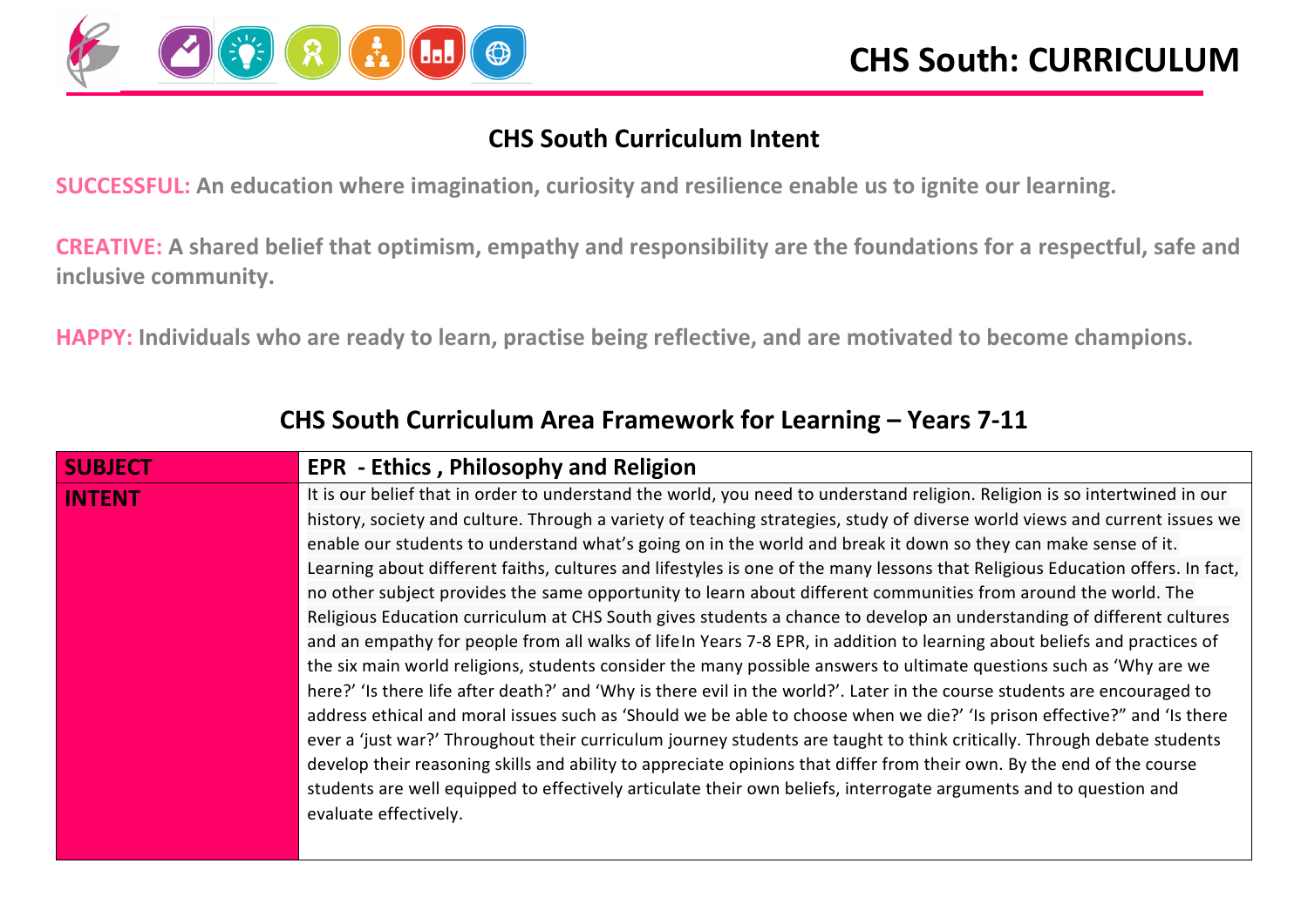# CHS South: CURRICULUM

## CHS South Curriculum Intent

**SUCCESSFUL: An education where imagination, curiosity and resilience enable us to ignite our learning.**

**CREATIVE: A shared belief that optimism, empathy and responsibility are the foundations for a respectful, safe and inclusive community.**

**HAPPY: Individuals who are ready to learn, practise being reflective, and are motivated to become champions.**

## CHS South Curriculum Area Framework for Learning – Years 7-11

| **SUBJECT** | **EPR - Ethics , Philosophy and Religion** |
|---|---|
| **INTENT** | It is our belief that in order to understand the world, you need to understand religion. Religion is so intertwined in our history, society and culture. Through a variety of teaching strategies, study of diverse world views and current issues we enable our students to understand what's going on in the world and break it down so they can make sense of it. Learning about different faiths, cultures and lifestyles is one of the many lessons that Religious Education offers. In fact, no other subject provides the same opportunity to learn about different communities from around the world. The Religious Education curriculum at CHS South gives students a chance to develop an understanding of different cultures and an empathy for people from all walks of lifeIn Years 7-8 EPR, in addition to learning about beliefs and practices of the six main world religions, students consider the many possible answers to ultimate questions such as 'Why are we here?' 'Is there life after death?' and 'Why is there evil in the world?'. Later in the course students are encouraged to address ethical and moral issues such as 'Should we be able to choose when we die?' 'Is prison effective?" and 'Is there ever a 'just war?' Throughout their curriculum journey students are taught to think critically. Through debate students develop their reasoning skills and ability to appreciate opinions that differ from their own. By the end of the course students are well equipped to effectively articulate their own beliefs, interrogate arguments and to question and evaluate effectively. |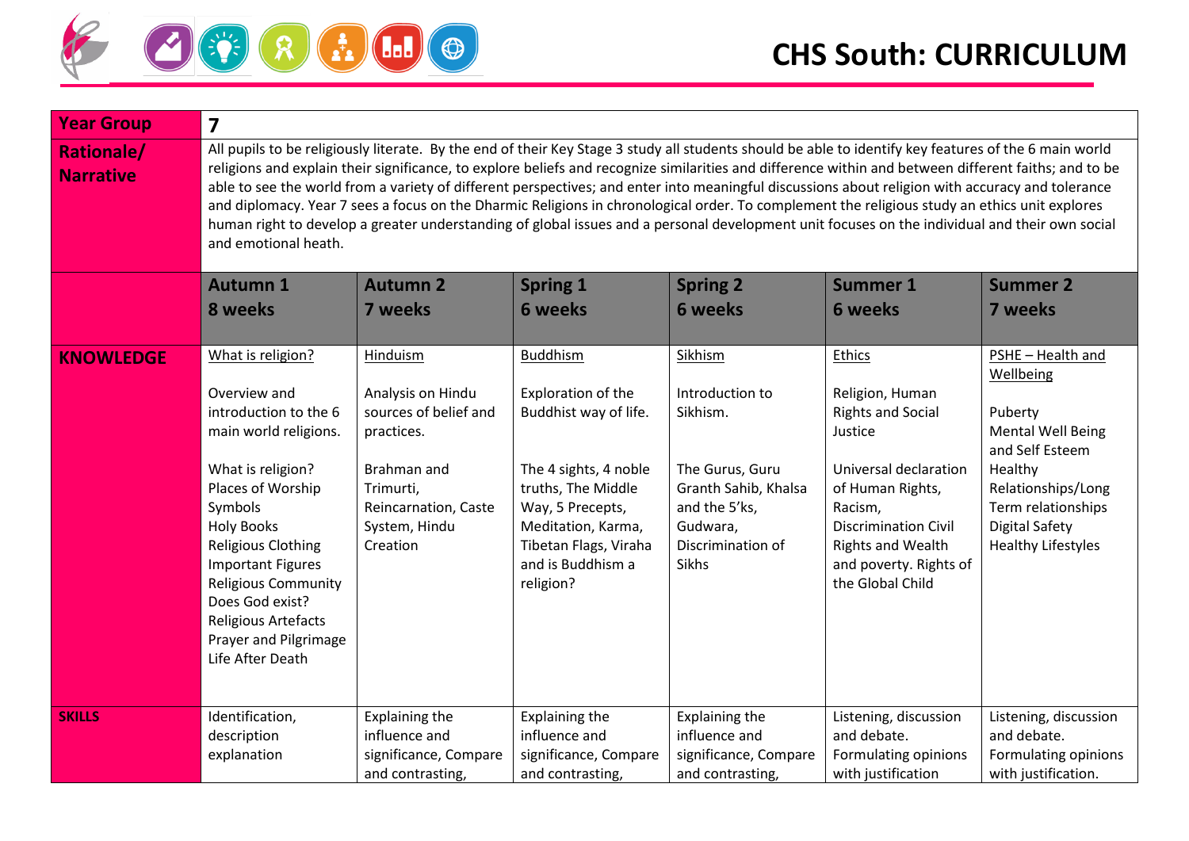# CHS South: CURRICULUM

| Year Group | 7 | | | | | |
|---|---|---|---|---|---|---|
| Rationale/ Narrative | All pupils to be religiously literate. By the end of their Key Stage 3 study all students should be able to identify key features of the 6 main world religions and explain their significance, to explore beliefs and recognize similarities and difference within and between different faiths; and to be able to see the world from a variety of different perspectives; and enter into meaningful discussions about religion with accuracy and tolerance and diplomacy. Year 7 sees a focus on the Dharmic Religions in chronological order. To complement the religious study an ethics unit explores human right to develop a greater understanding of global issues and a personal development unit focuses on the individual and their own social and emotional heath. | | | | | |
| | **Autumn 1 8 weeks** | **Autumn 2 7 weeks** | **Spring 1 6 weeks** | **Spring 2 6 weeks** | **Summer 1 6 weeks** | **Summer 2 7 weeks** |
| **KNOWLEDGE** | What is religion?<br><br>Overview and introduction to the 6 main world religions.<br><br>What is religion?<br>Places of Worship<br>Symbols<br>Holy Books<br>Religious Clothing<br>Important Figures<br>Religious Community<br>Does God exist?<br>Religious Artefacts<br>Prayer and Pilgrimage<br>Life After Death | Hinduism<br><br>Analysis on Hindu sources of belief and practices.<br><br>Brahman and Trimurti, Reincarnation, Caste System, Hindu Creation | Buddhism<br><br>Exploration of the Buddhist way of life.<br><br>The 4 sights, 4 noble truths, The Middle Way, 5 Precepts, Meditation, Karma, Tibetan Flags, Viraha and is Buddhism a religion? | Sikhism<br><br>Introduction to Sikhism.<br><br>The Gurus, Guru Granth Sahib, Khalsa and the 5'ks, Gudwara, Discrimination of Sikhs | Ethics<br><br>Religion, Human Rights and Social Justice<br><br>Universal declaration of Human Rights, Racism, Discrimination Civil Rights and Wealth and poverty. Rights of the Global Child | PSHE – Health and Wellbeing<br><br>Puberty<br>Mental Well Being and Self Esteem<br>Healthy Relationships/Long Term relationships<br>Digital Safety<br>Healthy Lifestyles |
| **SKILLS** | Identification, description explanation | Explaining the influence and significance, Compare and contrasting, | Explaining the influence and significance, Compare and contrasting, | Explaining the influence and significance, Compare and contrasting, | Listening, discussion and debate. Formulating opinions with justification | Listening, discussion and debate. Formulating opinions with justification. |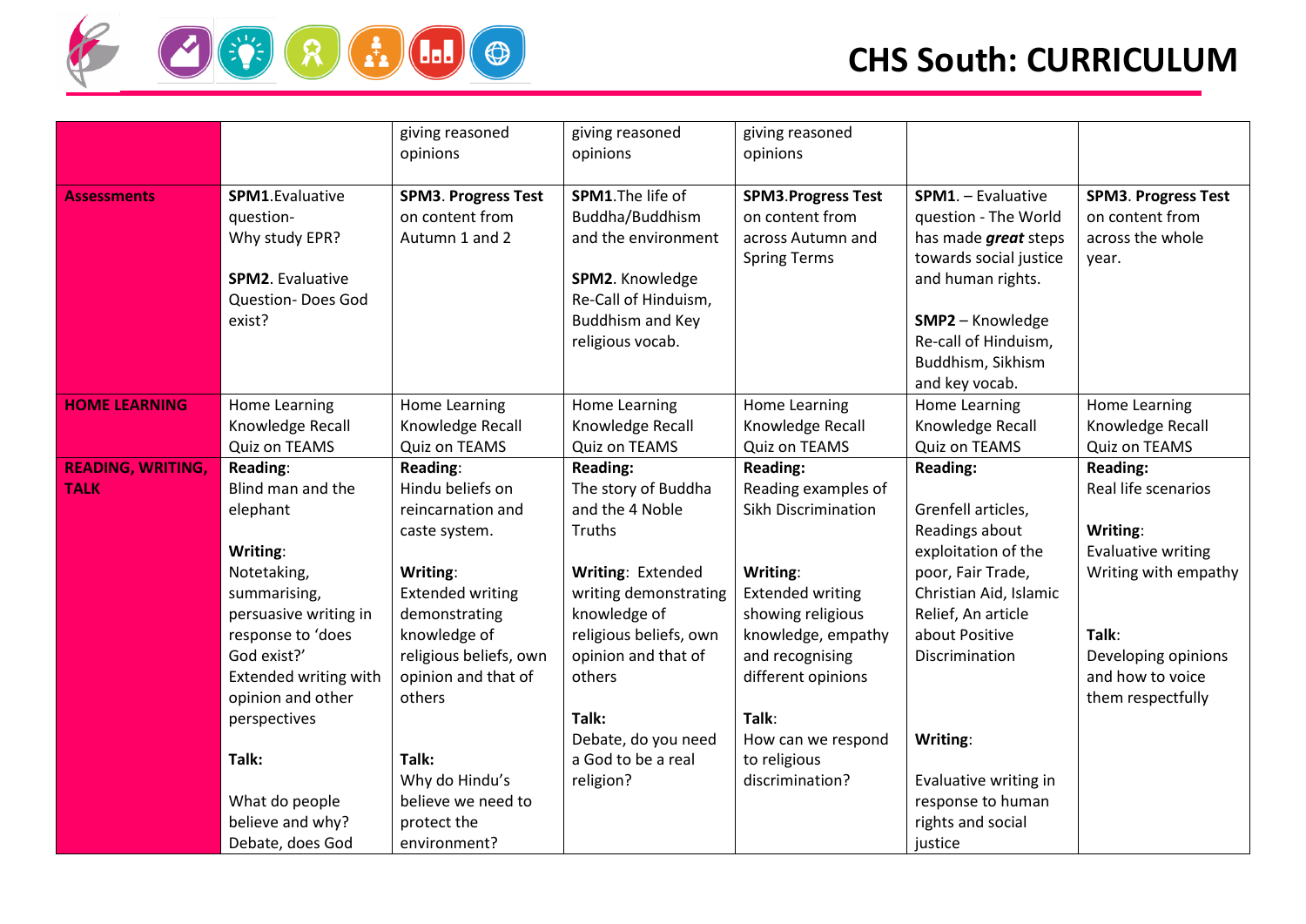# CHS South: CURRICULUM

| | | | | | | |
|---|---|---|---|---|---|---|
| | | giving reasoned opinions | giving reasoned opinions | giving reasoned opinions | | |
| **Assessments** | **SPM1**.Evaluative question- Why study EPR?<br><br>**SPM2**. Evaluative Question- Does God exist? | **SPM3. Progress Test** on content from Autumn 1 and 2 | **SPM1**.The life of Buddha/Buddhism and the environment<br><br>**SPM2**. Knowledge Re-Call of Hinduism, Buddhism and Key religious vocab. | **SPM3**.**Progress Test** on content from across Autumn and Spring Terms | **SPM1**. – Evaluative question - The World has made ***great*** steps towards social justice and human rights.<br><br>**SMP2** – Knowledge Re-call of Hinduism, Buddhism, Sikhism and key vocab. | **SPM3. Progress Test** on content from across the whole year. |
| **HOME LEARNING** | Home Learning Knowledge Recall Quiz on TEAMS | Home Learning Knowledge Recall Quiz on TEAMS | Home Learning Knowledge Recall Quiz on TEAMS | Home Learning Knowledge Recall Quiz on TEAMS | Home Learning Knowledge Recall Quiz on TEAMS | Home Learning Knowledge Recall Quiz on TEAMS |
| **READING, WRITING, TALK** | **Reading**:<br>Blind man and the elephant<br><br>**Writing**:<br>Notetaking, summarising, persuasive writing in response to 'does God exist?'<br>Extended writing with opinion and other perspectives<br><br>**Talk:**<br><br>What do people believe and why?<br>Debate, does God | **Reading**:<br>Hindu beliefs on reincarnation and caste system.<br><br>**Writing**:<br>Extended writing demonstrating knowledge of religious beliefs, own opinion and that of others<br><br>**Talk:**<br>Why do Hindu's believe we need to protect the environment? | **Reading:**<br>The story of Buddha and the 4 Noble Truths<br><br>**Writing**: Extended writing demonstrating knowledge of religious beliefs, own opinion and that of others<br><br>**Talk:**<br>Debate, do you need a God to be a real religion? | **Reading:**<br>Reading examples of Sikh Discrimination<br><br>**Writing**:<br>Extended writing showing religious knowledge, empathy and recognising different opinions<br><br>**Talk**:<br>How can we respond to religious discrimination? | **Reading:**<br><br>Grenfell articles, Readings about exploitation of the poor, Fair Trade, Christian Aid, Islamic Relief, An article about Positive Discrimination<br><br>**Writing**:<br><br>Evaluative writing in response to human rights and social justice | **Reading:**<br>Real life scenarios<br><br>**Writing**:<br>Evaluative writing<br>Writing with empathy<br><br>**Talk**:<br>Developing opinions and how to voice them respectfully |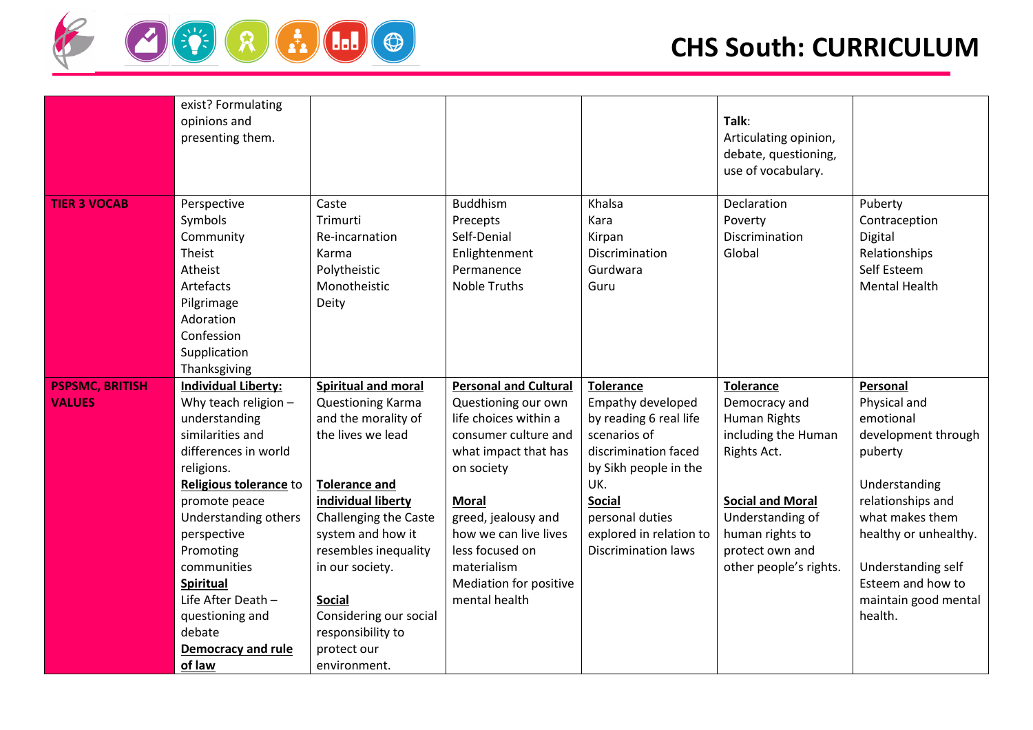| | | | | | | |
|---|---|---|---|---|---|---|
| | exist? Formulating opinions and presenting them. | | | | **Talk**: Articulating opinion, debate, questioning, use of vocabulary. | |
| **TIER 3 VOCAB** | Perspective<br>Symbols<br>Community<br>Theist<br>Atheist<br>Artefacts<br>Pilgrimage<br>Adoration<br>Confession<br>Supplication<br>Thanksgiving | Caste<br>Trimurti<br>Re-incarnation<br>Karma<br>Polytheistic<br>Monotheistic<br>Deity | Buddhism<br>Precepts<br>Self-Denial<br>Enlightenment<br>Permanence<br>Noble Truths | Khalsa<br>Kara<br>Kirpan<br>Discrimination<br>Gurdwara<br>Guru | Declaration<br>Poverty<br>Discrimination<br>Global | Puberty<br>Contraception<br>Digital<br>Relationships<br>Self Esteem<br>Mental Health |
| **PSPSMC, BRITISH VALUES** | **Individual Liberty:**<br>Why teach religion – understanding similarities and differences in world religions.<br>**Religious tolerance** to promote peace<br>Understanding others perspective<br>Promoting communities<br>**Spiritual**<br>Life After Death – questioning and debate<br>**Democracy and rule of law** | **Spiritual and moral**<br>Questioning Karma and the morality of the lives we lead<br><br>**Tolerance and individual liberty**<br>Challenging the Caste system and how it resembles inequality in our society.<br><br>**Social**<br>Considering our social responsibility to protect our environment. | **Personal and Cultural**<br>Questioning our own life choices within a consumer culture and what impact that has on society<br><br>**Moral**<br>greed, jealousy and how we can live lives less focused on materialism<br>Mediation for positive mental health | **Tolerance**<br>Empathy developed by reading 6 real life scenarios of discrimination faced by Sikh people in the UK.<br>**Social**<br>personal duties explored in relation to Discrimination laws | **Tolerance**<br>Democracy and Human Rights including the Human Rights Act.<br><br>**Social and Moral**<br>Understanding of human rights to protect own and other people's rights. | **Personal**<br>Physical and emotional development through puberty<br><br>Understanding relationships and what makes them healthy or unhealthy.<br><br>Understanding self Esteem and how to maintain good mental health. |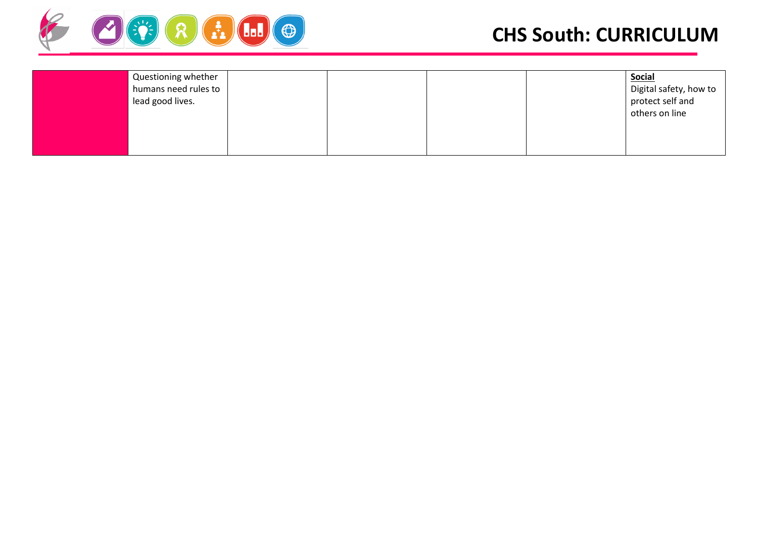|  |  |  |  |  |  |  |
|---|---|---|---|---|---|---|
|  | Questioning whether humans need rules to lead good lives. |  |  |  |  | **Social**<br>Digital safety, how to protect self and others on line |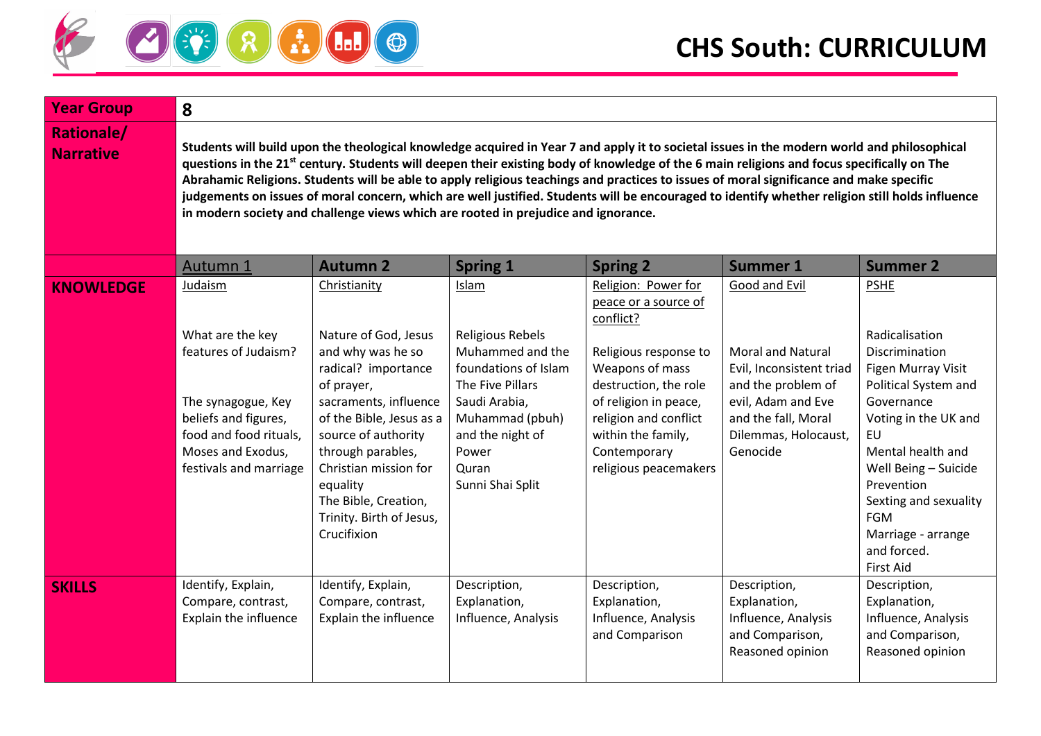# CHS South: CURRICULUM

| Year Group | 8 | | | | | |
|---|---|---|---|---|---|---|
| Rationale/ Narrative | **Students will build upon the theological knowledge acquired in Year 7 and apply it to societal issues in the modern world and philosophical questions in the 21st century. Students will deepen their existing body of knowledge of the 6 main religions and focus specifically on The Abrahamic Religions. Students will be able to apply religious teachings and practices to issues of moral significance and make specific judgements on issues of moral concern, which are well justified. Students will be encouraged to identify whether religion still holds influence in modern society and challenge views which are rooted in prejudice and ignorance.** | | | | | |
| | Autumn 1 | Autumn 2 | Spring 1 | Spring 2 | Summer 1 | Summer 2 |
| **KNOWLEDGE** | Judaism<br><br>What are the key features of Judaism?<br><br>The synagogue, Key beliefs and figures, food and food rituals, Moses and Exodus, festivals and marriage | Christianity<br><br>Nature of God, Jesus and why was he so radical? importance of prayer, sacraments, influence of the Bible, Jesus as a source of authority through parables, Christian mission for equality<br>The Bible, Creation, Trinity. Birth of Jesus, Crucifixion | Islam<br><br>Religious Rebels<br>Muhammed and the foundations of Islam<br>The Five Pillars<br>Saudi Arabia,<br>Muhammad (pbuh) and the night of Power<br>Quran<br>Sunni Shai Split | Religion: Power for peace or a source of conflict?<br><br>Religious response to Weapons of mass destruction, the role of religion in peace, religion and conflict within the family, Contemporary religious peacemakers | Good and Evil<br><br>Moral and Natural Evil, Inconsistent triad and the problem of evil, Adam and Eve and the fall, Moral Dilemmas, Holocaust, Genocide | PSHE<br><br>Radicalisation<br>Discrimination<br>Figen Murray Visit<br>Political System and Governance<br>Voting in the UK and EU<br>Mental health and Well Being – Suicide Prevention<br>Sexting and sexuality<br>FGM<br>Marriage - arrange and forced.<br>First Aid |
| **SKILLS** | Identify, Explain, Compare, contrast, Explain the influence | Identify, Explain, Compare, contrast, Explain the influence | Description, Explanation, Influence, Analysis | Description, Explanation, Influence, Analysis and Comparison | Description, Explanation, Influence, Analysis and Comparison, Reasoned opinion | Description, Explanation, Influence, Analysis and Comparison, Reasoned opinion |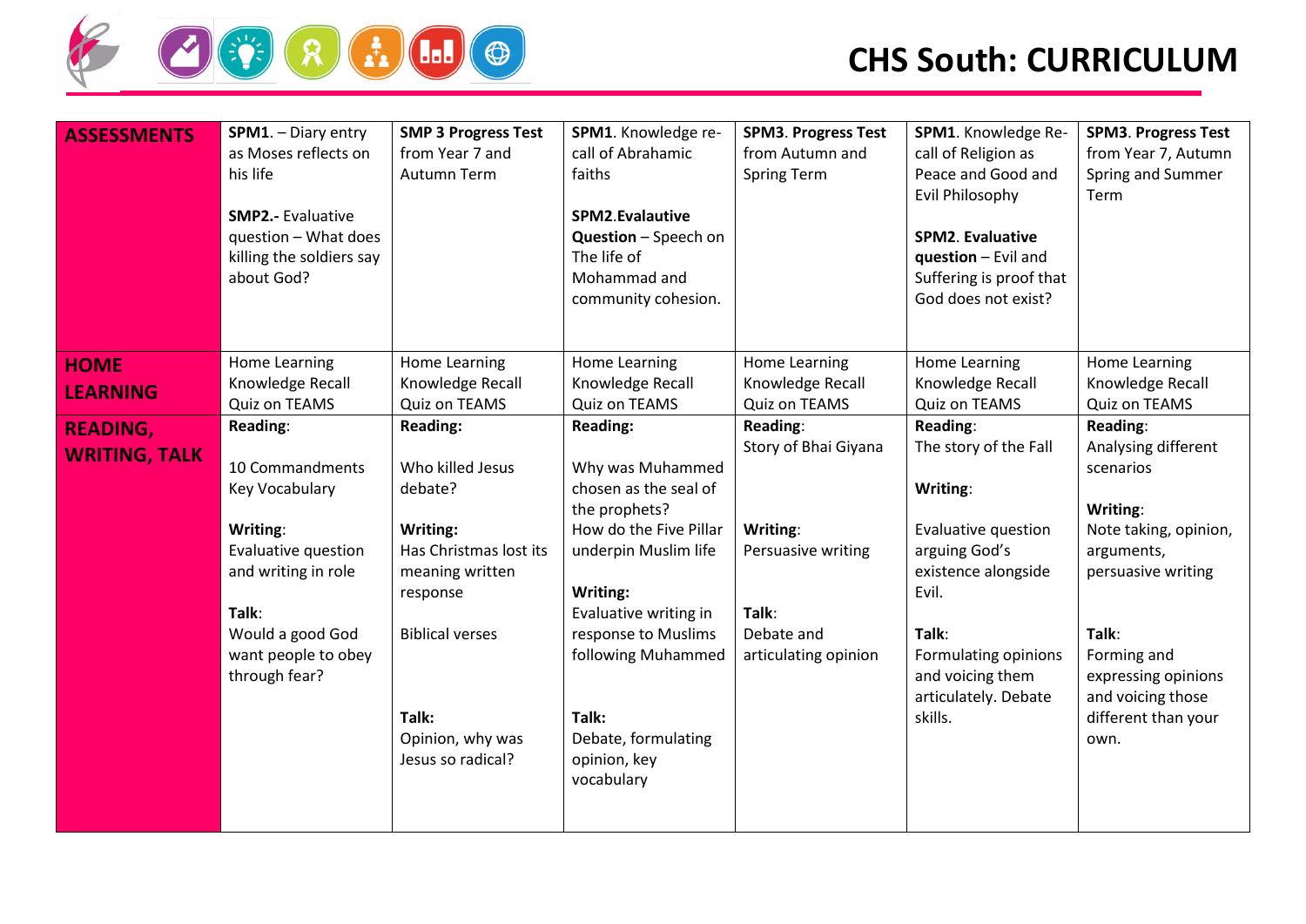# CHS South: CURRICULUM

| | | | | | | |
|---|---|---|---|---|---|---|
| **ASSESSMENTS** | **SPM1.** – Diary entry as Moses reflects on his life<br><br>**SMP2.**- Evaluative question – What does killing the soldiers say about God? | **SMP 3 Progress Test** from Year 7 and Autumn Term | **SPM1.** Knowledge re-call of Abrahamic faiths<br><br>**SPM2.Evalautive Question** – Speech on The life of Mohammad and community cohesion. | **SPM3. Progress Test** from Autumn and Spring Term | **SPM1.** Knowledge Re-call of Religion as Peace and Good and Evil Philosophy<br><br>**SPM2. Evaluative question** – Evil and Suffering is proof that God does not exist? | **SPM3. Progress Test** from Year 7, Autumn Spring and Summer Term |
| **HOME LEARNING** | Home Learning Knowledge Recall Quiz on TEAMS | Home Learning Knowledge Recall Quiz on TEAMS | Home Learning Knowledge Recall Quiz on TEAMS | Home Learning Knowledge Recall Quiz on TEAMS | Home Learning Knowledge Recall Quiz on TEAMS | Home Learning Knowledge Recall Quiz on TEAMS |
| **READING, WRITING, TALK** | **Reading**:<br><br>10 Commandments Key Vocabulary<br><br>**Writing**:<br>Evaluative question and writing in role<br><br>**Talk**:<br>Would a good God want people to obey through fear? | **Reading:**<br><br>Who killed Jesus debate?<br><br>**Writing:**<br>Has Christmas lost its meaning written response<br><br>Biblical verses<br><br>**Talk:**<br>Opinion, why was Jesus so radical? | **Reading:**<br><br>Why was Muhammed chosen as the seal of the prophets?<br>How do the Five Pillar underpin Muslim life<br><br>**Writing:**<br>Evaluative writing in response to Muslims following Muhammed<br><br>**Talk:**<br>Debate, formulating opinion, key vocabulary | **Reading**:<br>Story of Bhai Giyana<br><br>**Writing**:<br>Persuasive writing<br><br>**Talk**:<br>Debate and articulating opinion | **Reading**:<br>The story of the Fall<br><br>**Writing**:<br><br>Evaluative question arguing God's existence alongside Evil.<br><br>**Talk**:<br>Formulating opinions and voicing them articulately. Debate skills. | **Reading**:<br>Analysing different scenarios<br><br>**Writing**:<br>Note taking, opinion, arguments, persuasive writing<br><br>**Talk**:<br>Forming and expressing opinions and voicing those different than your own. |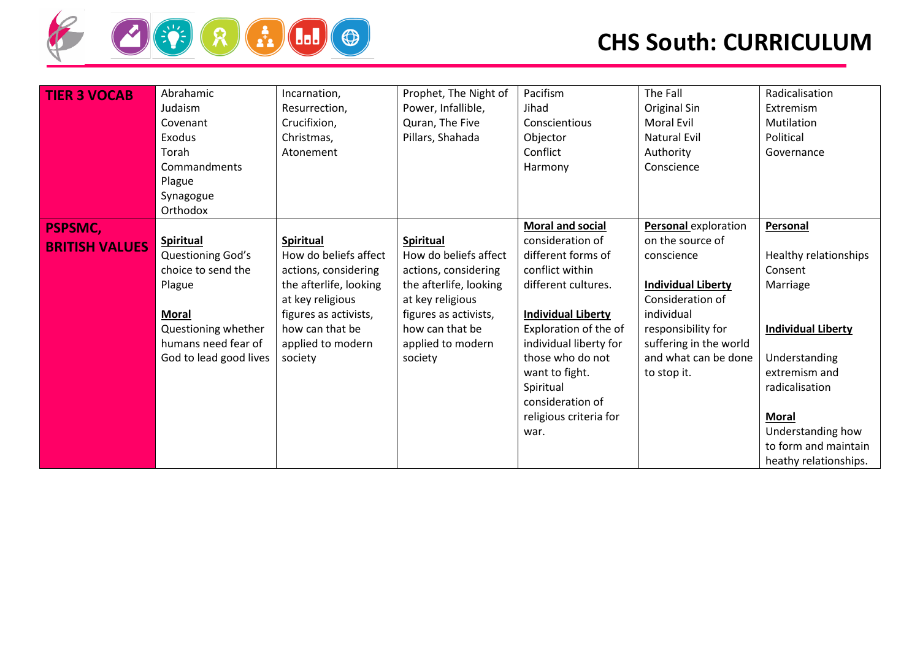# CHS South: CURRICULUM

| | | | | | | |
|---|---|---|---|---|---|---|
| **TIER 3 VOCAB** | Abrahamic<br>Judaism<br>Covenant<br>Exodus<br>Torah<br>Commandments<br>Plague<br>Synagogue<br>Orthodox | Incarnation,<br>Resurrection,<br>Crucifixion,<br>Christmas,<br>Atonement | Prophet, The Night of Power, Infallible, Quran, The Five Pillars, Shahada | Pacifism<br>Jihad<br>Conscientious Objector<br>Conflict<br>Harmony | The Fall<br>Original Sin<br>Moral Evil<br>Natural Evil<br>Authority<br>Conscience | Radicalisation<br>Extremism<br>Mutilation<br>Political<br>Governance |
| **PSPSMC, BRITISH VALUES** | **Spiritual**<br>Questioning God's choice to send the Plague<br><br>**Moral**<br>Questioning whether humans need fear of God to lead good lives | **Spiritual**<br>How do beliefs affect actions, considering the afterlife, looking at key religious figures as activists, how can that be applied to modern society | **Spiritual**<br>How do beliefs affect actions, considering the afterlife, looking at key religious figures as activists, how can that be applied to modern society | **Moral and social** consideration of different forms of conflict within different cultures.<br><br>**Individual Liberty**<br>Exploration of the of individual liberty for those who do not want to fight. Spiritual consideration of religious criteria for war. | **Personal** exploration on the source of conscience<br><br>**Individual Liberty**<br>Consideration of individual responsibility for suffering in the world and what can be done to stop it. | **Personal**<br><br>Healthy relationships<br>Consent<br>Marriage<br><br>**Individual Liberty**<br><br>Understanding extremism and radicalisation<br><br>**Moral**<br>Understanding how to form and maintain heathy relationships. |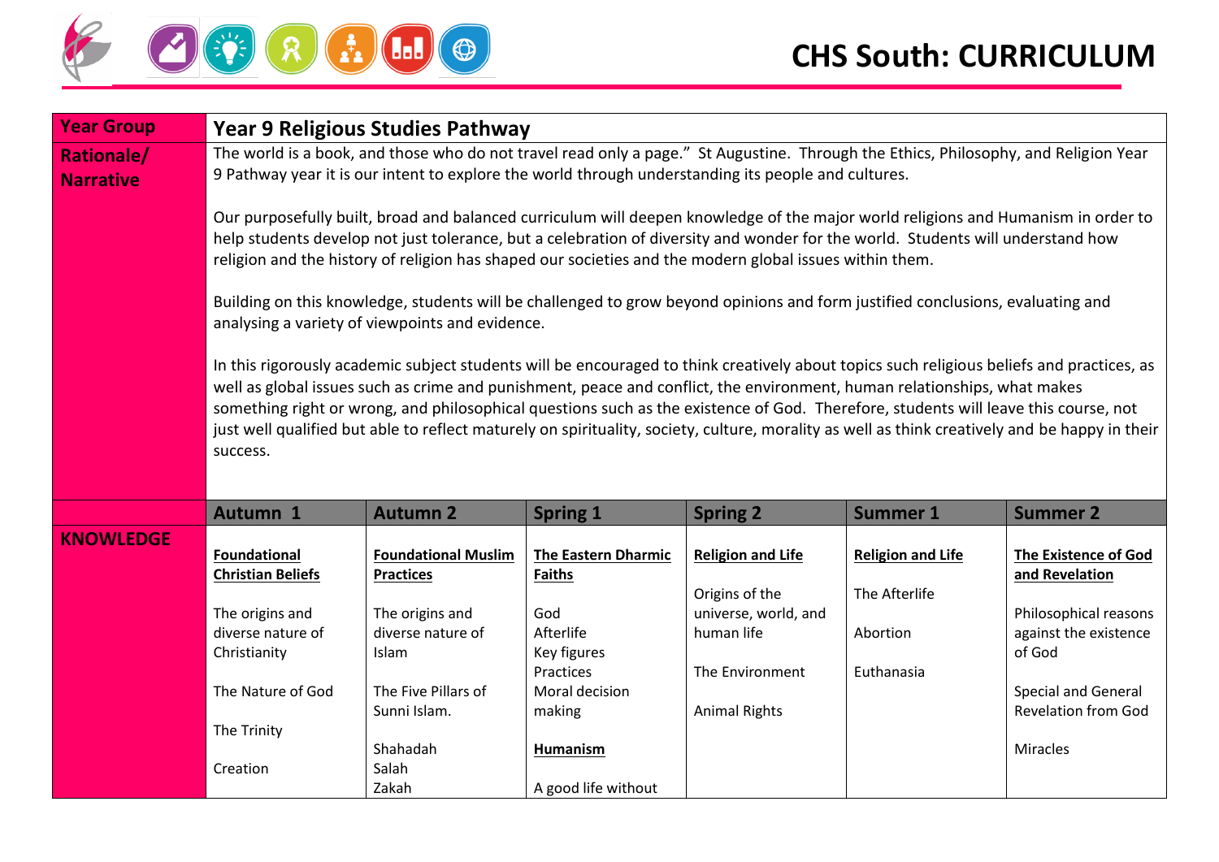# CHS South: CURRICULUM

| Year Group | Year 9 Religious Studies Pathway | | | | | |
|---|---|---|---|---|---|---|
| Rationale/ Narrative | The world is a book, and those who do not travel read only a page." St Augustine. Through the Ethics, Philosophy, and Religion Year 9 Pathway year it is our intent to explore the world through understanding its people and cultures.<br><br>Our purposefully built, broad and balanced curriculum will deepen knowledge of the major world religions and Humanism in order to help students develop not just tolerance, but a celebration of diversity and wonder for the world. Students will understand how religion and the history of religion has shaped our societies and the modern global issues within them.<br><br>Building on this knowledge, students will be challenged to grow beyond opinions and form justified conclusions, evaluating and analysing a variety of viewpoints and evidence.<br><br>In this rigorously academic subject students will be encouraged to think creatively about topics such religious beliefs and practices, as well as global issues such as crime and punishment, peace and conflict, the environment, human relationships, what makes something right or wrong, and philosophical questions such as the existence of God. Therefore, students will leave this course, not just well qualified but able to reflect maturely on spirituality, society, culture, morality as well as think creatively and be happy in their success. | | | | | |
| | **Autumn 1** | **Autumn 2** | **Spring 1** | **Spring 2** | **Summer 1** | **Summer 2** |
| **KNOWLEDGE** | **Foundational Christian Beliefs**<br><br>The origins and diverse nature of Christianity<br><br>The Nature of God<br><br>The Trinity<br><br>Creation | **Foundational Muslim Practices**<br><br>The origins and diverse nature of Islam<br><br>The Five Pillars of Sunni Islam.<br><br>Shahadah<br>Salah<br>Zakah | **The Eastern Dharmic Faiths**<br><br>God<br>Afterlife<br>Key figures<br>Practices<br>Moral decision making<br><br>**Humanism**<br><br>A good life without | **Religion and Life**<br><br>Origins of the universe, world, and human life<br><br>The Environment<br><br>Animal Rights | **Religion and Life**<br><br>The Afterlife<br><br>Abortion<br><br>Euthanasia | **The Existence of God and Revelation**<br><br>Philosophical reasons against the existence of God<br><br>Special and General Revelation from God<br><br>Miracles |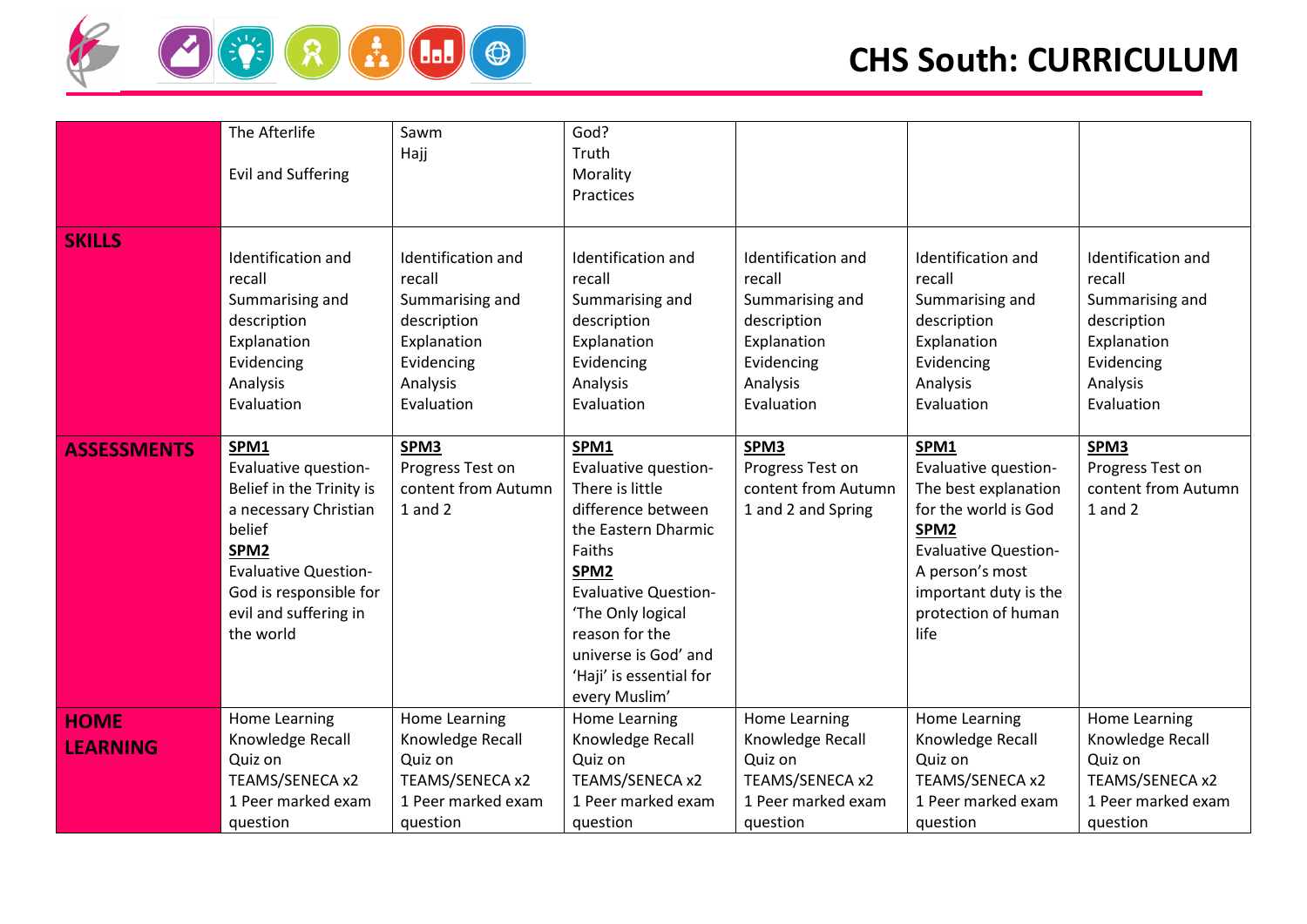| | | | | | | |
|---|---|---|---|---|---|---|
| | The Afterlife<br><br>Evil and Suffering | Sawm<br>Hajj | God?<br>Truth<br>Morality<br>Practices | | | |
| **SKILLS** | Identification and recall<br>Summarising and description<br>Explanation<br>Evidencing<br>Analysis<br>Evaluation | Identification and recall<br>Summarising and description<br>Explanation<br>Evidencing<br>Analysis<br>Evaluation | Identification and recall<br>Summarising and description<br>Explanation<br>Evidencing<br>Analysis<br>Evaluation | Identification and recall<br>Summarising and description<br>Explanation<br>Evidencing<br>Analysis<br>Evaluation | Identification and recall<br>Summarising and description<br>Explanation<br>Evidencing<br>Analysis<br>Evaluation | Identification and recall<br>Summarising and description<br>Explanation<br>Evidencing<br>Analysis<br>Evaluation |
| **ASSESSMENTS** | **SPM1**<br>Evaluative question- Belief in the Trinity is a necessary Christian belief<br>**SPM2**<br>Evaluative Question- God is responsible for evil and suffering in the world | **SPM3**<br>Progress Test on content from Autumn 1 and 2 | **SPM1**<br>Evaluative question- There is little difference between the Eastern Dharmic Faiths<br>**SPM2**<br>Evaluative Question- 'The Only logical reason for the universe is God' and 'Haji' is essential for every Muslim' | **SPM3**<br>Progress Test on content from Autumn 1 and 2 and Spring | **SPM1**<br>Evaluative question- The best explanation for the world is God<br>**SPM2**<br>Evaluative Question- A person's most important duty is the protection of human life | **SPM3**<br>Progress Test on content from Autumn 1 and 2 |
| **HOME LEARNING** | Home Learning<br>Knowledge Recall Quiz on TEAMS/SENECA x2<br>1 Peer marked exam question | Home Learning<br>Knowledge Recall Quiz on TEAMS/SENECA x2<br>1 Peer marked exam question | Home Learning<br>Knowledge Recall Quiz on TEAMS/SENECA x2<br>1 Peer marked exam question | Home Learning<br>Knowledge Recall Quiz on TEAMS/SENECA x2<br>1 Peer marked exam question | Home Learning<br>Knowledge Recall Quiz on TEAMS/SENECA x2<br>1 Peer marked exam question | Home Learning<br>Knowledge Recall Quiz on TEAMS/SENECA x2<br>1 Peer marked exam question |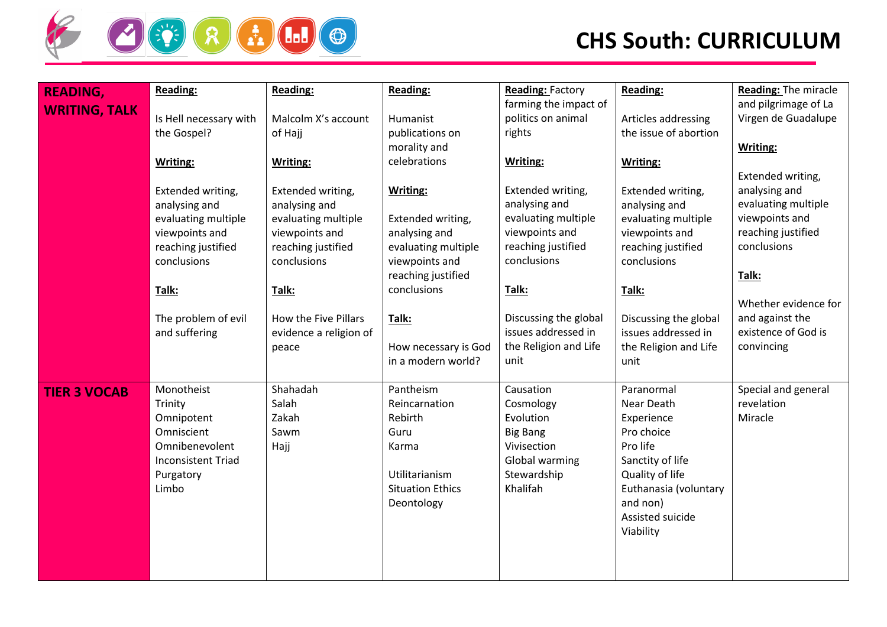# CHS South: CURRICULUM

| | | | | | | |
|---|---|---|---|---|---|---|
| **READING, WRITING, TALK** | **Reading:**<br><br>Is Hell necessary with the Gospel?<br><br>**Writing:**<br><br>Extended writing, analysing and evaluating multiple viewpoints and reaching justified conclusions<br><br>**Talk:**<br><br>The problem of evil and suffering | **Reading:**<br><br>Malcolm X's account of Hajj<br><br>**Writing:**<br><br>Extended writing, analysing and evaluating multiple viewpoints and reaching justified conclusions<br><br>**Talk:**<br><br>How the Five Pillars evidence a religion of peace | **Reading:**<br><br>Humanist publications on morality and celebrations<br><br>**Writing:**<br><br>Extended writing, analysing and evaluating multiple viewpoints and reaching justified conclusions<br><br>**Talk:**<br><br>How necessary is God in a modern world? | **Reading:** Factory farming the impact of politics on animal rights<br><br>**Writing:**<br><br>Extended writing, analysing and evaluating multiple viewpoints and reaching justified conclusions<br><br>**Talk:**<br><br>Discussing the global issues addressed in the Religion and Life unit | **Reading:**<br><br>Articles addressing the issue of abortion<br><br>**Writing:**<br><br>Extended writing, analysing and evaluating multiple viewpoints and reaching justified conclusions<br><br>**Talk:**<br><br>Discussing the global issues addressed in the Religion and Life unit | **Reading:** The miracle and pilgrimage of La Virgen de Guadalupe<br><br>**Writing:**<br><br>Extended writing, analysing and evaluating multiple viewpoints and reaching justified conclusions<br><br>**Talk:**<br><br>Whether evidence for and against the existence of God is convincing |
| **TIER 3 VOCAB** | Monotheist<br>Trinity<br>Omnipotent<br>Omniscient<br>Omnibenevolent<br>Inconsistent Triad<br>Purgatory<br>Limbo | Shahadah<br>Salah<br>Zakah<br>Sawm<br>Hajj | Pantheism<br>Reincarnation<br>Rebirth<br>Guru<br>Karma<br><br>Utilitarianism<br>Situation Ethics<br>Deontology | Causation<br>Cosmology<br>Evolution<br>Big Bang<br>Vivisection<br>Global warming<br>Stewardship<br>Khalifah | Paranormal<br>Near Death Experience<br>Pro choice<br>Pro life<br>Sanctity of life<br>Quality of life<br>Euthanasia (voluntary and non)<br>Assisted suicide<br>Viability | Special and general revelation<br>Miracle |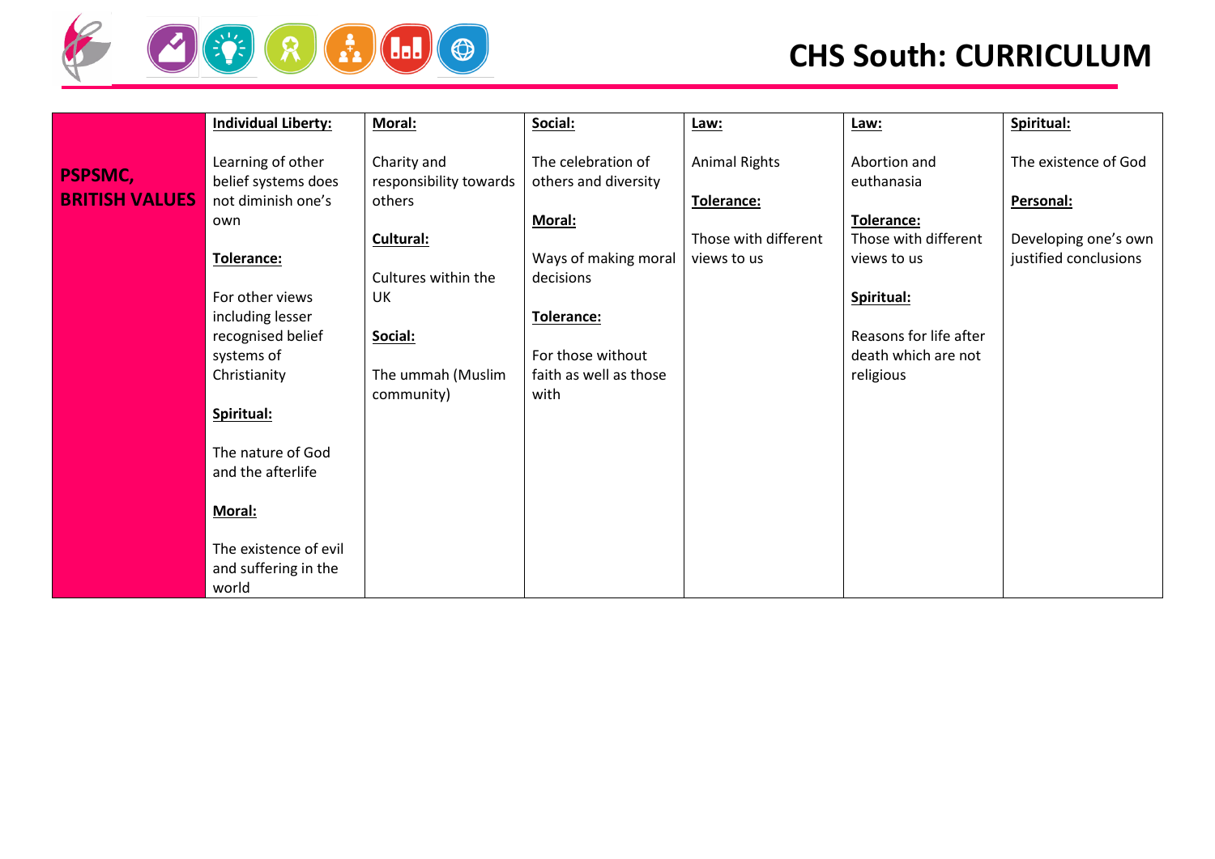# CHS South: CURRICULUM

| PSPSMC, BRITISH VALUES | **Individual Liberty:**<br><br>Learning of other belief systems does not diminish one's own<br><br>**Tolerance:**<br><br>For other views including lesser recognised belief systems of Christianity<br><br>**Spiritual:**<br><br>The nature of God and the afterlife<br><br>**Moral:**<br><br>The existence of evil and suffering in the world | **Moral:**<br><br>Charity and responsibility towards others<br><br>**Cultural:**<br><br>Cultures within the UK<br><br>**Social:**<br><br>The ummah (Muslim community) | **Social:**<br><br>The celebration of others and diversity<br><br>**Moral:**<br><br>Ways of making moral decisions<br><br>**Tolerance:**<br><br>For those without faith as well as those with | **Law:**<br><br>Animal Rights<br><br>**Tolerance:**<br><br>Those with different views to us | **Law:**<br><br>Abortion and euthanasia<br><br>**Tolerance:**<br>Those with different views to us<br><br>**Spiritual:**<br><br>Reasons for life after death which are not religious | **Spiritual:**<br><br>The existence of God<br><br>**Personal:**<br><br>Developing one's own justified conclusions |
|---|---|---|---|---|---|---|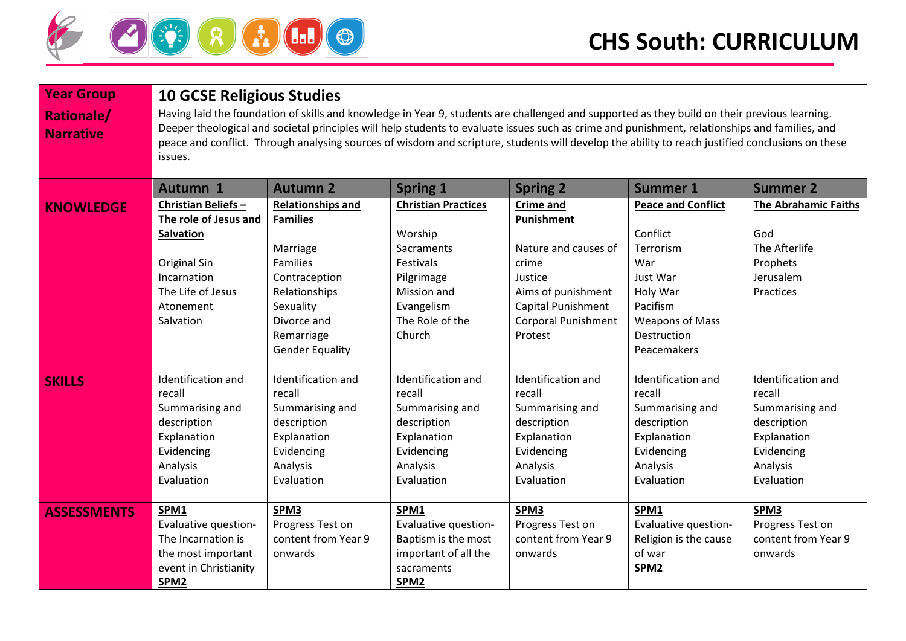# CHS South: CURRICULUM

| Year Group | 10 GCSE Religious Studies | | | | | |
|---|---|---|---|---|---|---|
| Rationale/ Narrative | Having laid the foundation of skills and knowledge in Year 9, students are challenged and supported as they build on their previous learning. Deeper theological and societal principles will help students to evaluate issues such as crime and punishment, relationships and families, and peace and conflict. Through analysing sources of wisdom and scripture, students will develop the ability to reach justified conclusions on these issues. | | | | | |
| | **Autumn 1** | **Autumn 2** | **Spring 1** | **Spring 2** | **Summer 1** | **Summer 2** |
| **KNOWLEDGE** | **Christian Beliefs – The role of Jesus and Salvation**<br><br>Original Sin<br>Incarnation<br>The Life of Jesus<br>Atonement<br>Salvation | **Relationships and Families**<br><br>Marriage<br>Families<br>Contraception<br>Relationships<br>Sexuality<br>Divorce and Remarriage<br>Gender Equality | **Christian Practices**<br><br>Worship<br>Sacraments<br>Festivals<br>Pilgrimage<br>Mission and Evangelism<br>The Role of the Church | **Crime and Punishment**<br><br>Nature and causes of crime<br>Justice<br>Aims of punishment<br>Capital Punishment<br>Corporal Punishment<br>Protest | **Peace and Conflict**<br><br>Conflict<br>Terrorism<br>War<br>Just War<br>Holy War<br>Pacifism<br>Weapons of Mass Destruction<br>Peacemakers | **The Abrahamic Faiths**<br><br>God<br>The Afterlife<br>Prophets<br>Jerusalem<br>Practices |
| **SKILLS** | Identification and recall<br>Summarising and description<br>Explanation<br>Evidencing<br>Analysis<br>Evaluation | Identification and recall<br>Summarising and description<br>Explanation<br>Evidencing<br>Analysis<br>Evaluation | Identification and recall<br>Summarising and description<br>Explanation<br>Evidencing<br>Analysis<br>Evaluation | Identification and recall<br>Summarising and description<br>Explanation<br>Evidencing<br>Analysis<br>Evaluation | Identification and recall<br>Summarising and description<br>Explanation<br>Evidencing<br>Analysis<br>Evaluation | Identification and recall<br>Summarising and description<br>Explanation<br>Evidencing<br>Analysis<br>Evaluation |
| **ASSESSMENTS** | **SPM1**<br>Evaluative question- The Incarnation is the most important event in Christianity<br>**SPM2** | **SPM3**<br>Progress Test on content from Year 9 onwards | **SPM1**<br>Evaluative question- Baptism is the most important of all the sacraments<br>**SPM2** | **SPM3**<br>Progress Test on content from Year 9 onwards | **SPM1**<br>Evaluative question- Religion is the cause of war<br>**SPM2** | **SPM3**<br>Progress Test on content from Year 9 onwards |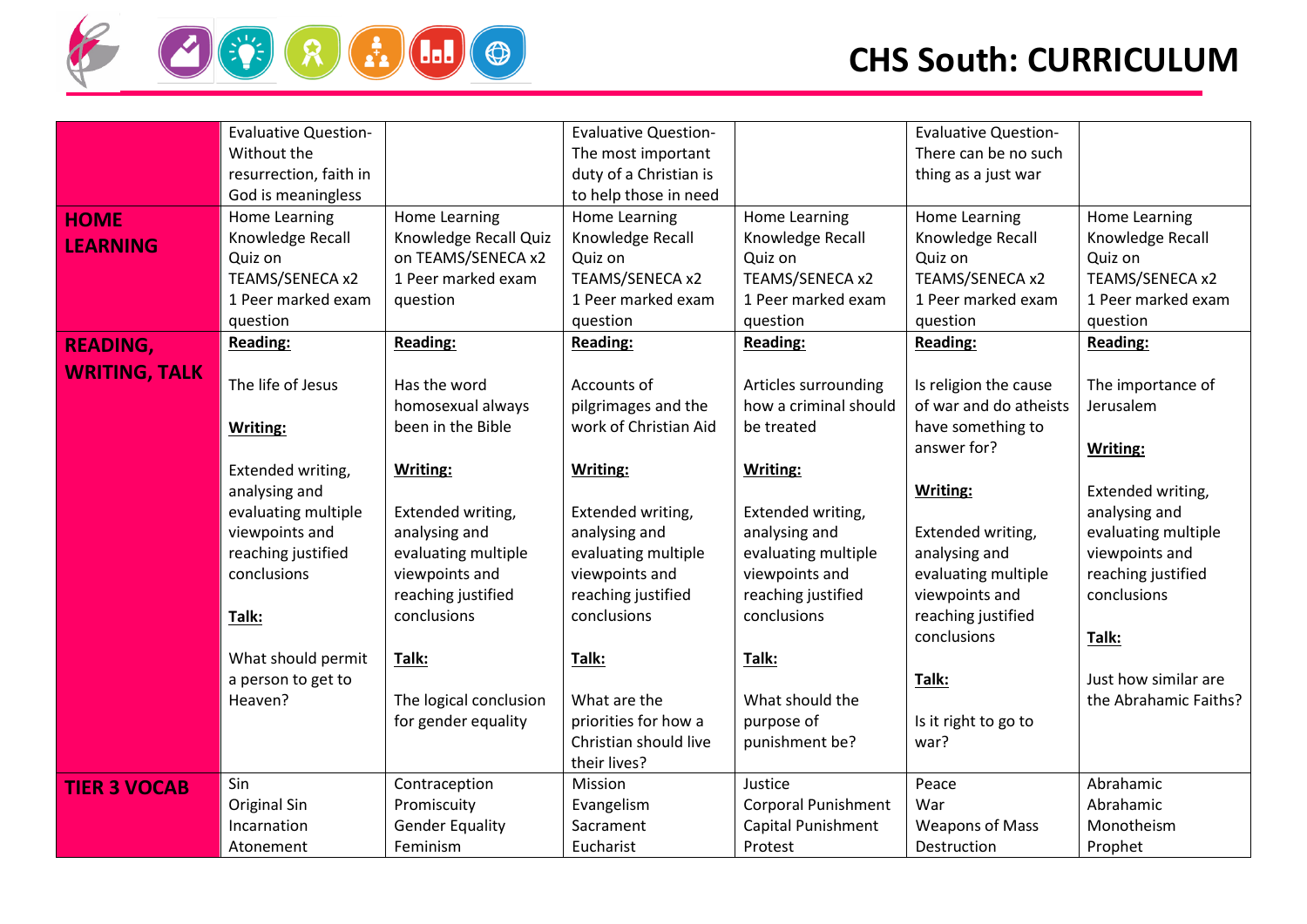# CHS South: CURRICULUM

| | | | | | | |
|---|---|---|---|---|---|---|
| | Evaluative Question- Without the resurrection, faith in God is meaningless | | Evaluative Question- The most important duty of a Christian is to help those in need | | Evaluative Question- There can be no such thing as a just war | |
| **HOME LEARNING** | Home Learning Knowledge Recall Quiz on TEAMS/SENECA x2 1 Peer marked exam question | Home Learning Knowledge Recall Quiz on TEAMS/SENECA x2 1 Peer marked exam question | Home Learning Knowledge Recall Quiz on TEAMS/SENECA x2 1 Peer marked exam question | Home Learning Knowledge Recall Quiz on TEAMS/SENECA x2 1 Peer marked exam question | Home Learning Knowledge Recall Quiz on TEAMS/SENECA x2 1 Peer marked exam question | Home Learning Knowledge Recall Quiz on TEAMS/SENECA x2 1 Peer marked exam question |
| **READING, WRITING, TALK** | **Reading:** The life of Jesus **Writing:** Extended writing, analysing and evaluating multiple viewpoints and reaching justified conclusions **Talk:** What should permit a person to get to Heaven? | **Reading:** Has the word homosexual always been in the Bible **Writing:** Extended writing, analysing and evaluating multiple viewpoints and reaching justified conclusions **Talk:** The logical conclusion for gender equality | **Reading:** Accounts of pilgrimages and the work of Christian Aid **Writing:** Extended writing, analysing and evaluating multiple viewpoints and reaching justified conclusions **Talk:** What are the priorities for how a Christian should live their lives? | **Reading:** Articles surrounding how a criminal should be treated **Writing:** Extended writing, analysing and evaluating multiple viewpoints and reaching justified conclusions **Talk:** What should the purpose of punishment be? | **Reading:** Is religion the cause of war and do atheists have something to answer for? **Writing:** Extended writing, analysing and evaluating multiple viewpoints and reaching justified conclusions **Talk:** Is it right to go to war? | **Reading:** The importance of Jerusalem **Writing:** Extended writing, analysing and evaluating multiple viewpoints and reaching justified conclusions **Talk:** Just how similar are the Abrahamic Faiths? |
| **TIER 3 VOCAB** | Sin Original Sin Incarnation Atonement | Contraception Promiscuity Gender Equality Feminism | Mission Evangelism Sacrament Eucharist | Justice Corporal Punishment Capital Punishment Protest | Peace War Weapons of Mass Destruction | Abrahamic Abrahamic Monotheism Prophet |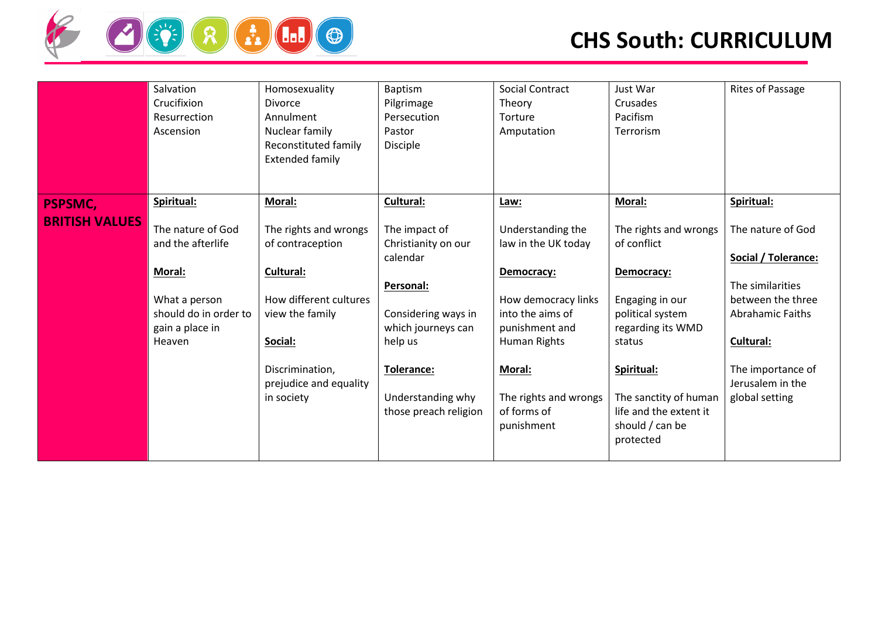| | | | | | | |
|---|---|---|---|---|---|---|
| | Salvation<br>Crucifixion<br>Resurrection<br>Ascension | Homosexuality<br>Divorce<br>Annulment<br>Nuclear family<br>Reconstituted family<br>Extended family | Baptism<br>Pilgrimage<br>Persecution<br>Pastor<br>Disciple | Social Contract Theory<br>Torture<br>Amputation | Just War<br>Crusades<br>Pacifism<br>Terrorism | Rites of Passage |
| **PSPSMC, BRITISH VALUES** | **Spiritual:**<br><br>The nature of God and the afterlife<br><br>**Moral:**<br><br>What a person should do in order to gain a place in Heaven | **Moral:**<br><br>The rights and wrongs of contraception<br><br>**Cultural:**<br><br>How different cultures view the family<br><br>**Social:**<br><br>Discrimination, prejudice and equality in society | **Cultural:**<br><br>The impact of Christianity on our calendar<br><br>**Personal:**<br><br>Considering ways in which journeys can help us<br><br>**Tolerance:**<br><br>Understanding why those preach religion | **Law:**<br><br>Understanding the law in the UK today<br><br>**Democracy:**<br><br>How democracy links into the aims of punishment and Human Rights<br><br>**Moral:**<br><br>The rights and wrongs of forms of punishment | **Moral:**<br><br>The rights and wrongs of conflict<br><br>**Democracy:**<br><br>Engaging in our political system regarding its WMD status<br><br>**Spiritual:**<br><br>The sanctity of human life and the extent it should / can be protected | **Spiritual:**<br><br>The nature of God<br><br>**Social / Tolerance:**<br><br>The similarities between the three Abrahamic Faiths<br><br>**Cultural:**<br><br>The importance of Jerusalem in the global setting |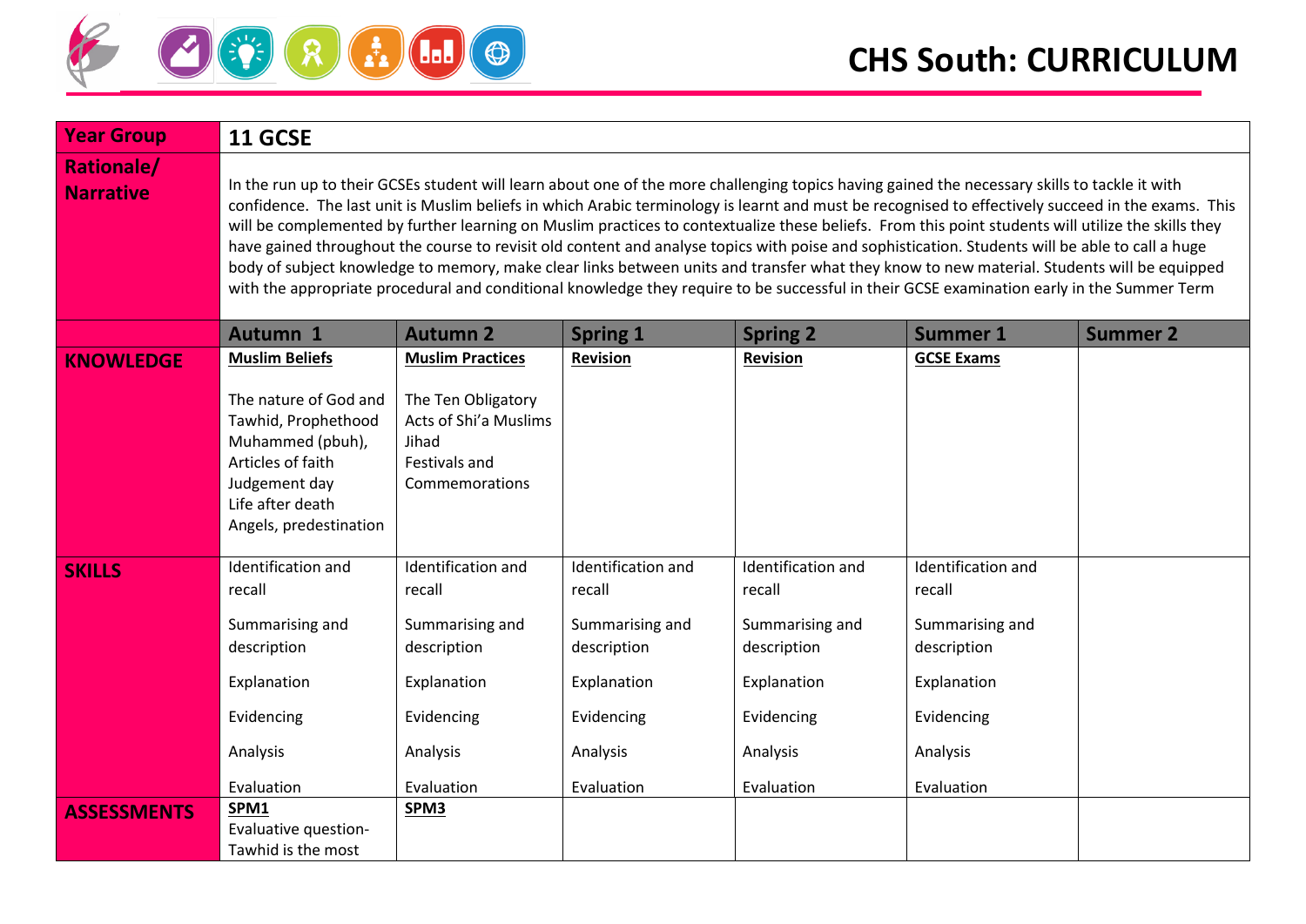# CHS South: CURRICULUM

| Year Group | 11 GCSE | | | | | |
|---|---|---|---|---|---|---|
| Rationale/ Narrative | In the run up to their GCSEs student will learn about one of the more challenging topics having gained the necessary skills to tackle it with confidence. The last unit is Muslim beliefs in which Arabic terminology is learnt and must be recognised to effectively succeed in the exams. This will be complemented by further learning on Muslim practices to contextualize these beliefs. From this point students will utilize the skills they have gained throughout the course to revisit old content and analyse topics with poise and sophistication. Students will be able to call a huge body of subject knowledge to memory, make clear links between units and transfer what they know to new material. Students will be equipped with the appropriate procedural and conditional knowledge they require to be successful in their GCSE examination early in the Summer Term | | | | | |
| | **Autumn 1** | **Autumn 2** | **Spring 1** | **Spring 2** | **Summer 1** | **Summer 2** |
| **KNOWLEDGE** | **Muslim Beliefs**<br><br>The nature of God and Tawhid, Prophethood Muhammed (pbuh),<br>Articles of faith<br>Judgement day<br>Life after death<br>Angels, predestination | **Muslim Practices**<br><br>The Ten Obligatory Acts of Shi'a Muslims<br>Jihad<br>Festivals and Commemorations | **Revision** | **Revision** | **GCSE Exams** | |
| **SKILLS** | Identification and recall<br><br>Summarising and description<br><br>Explanation<br><br>Evidencing<br><br>Analysis<br><br>Evaluation | Identification and recall<br><br>Summarising and description<br><br>Explanation<br><br>Evidencing<br><br>Analysis<br><br>Evaluation | Identification and recall<br><br>Summarising and description<br><br>Explanation<br><br>Evidencing<br><br>Analysis<br><br>Evaluation | Identification and recall<br><br>Summarising and description<br><br>Explanation<br><br>Evidencing<br><br>Analysis<br><br>Evaluation | Identification and recall<br><br>Summarising and description<br><br>Explanation<br><br>Evidencing<br><br>Analysis<br><br>Evaluation | |
| **ASSESSMENTS** | **SPM1**<br>Evaluative question- Tawhid is the most | **SPM3** | | | | |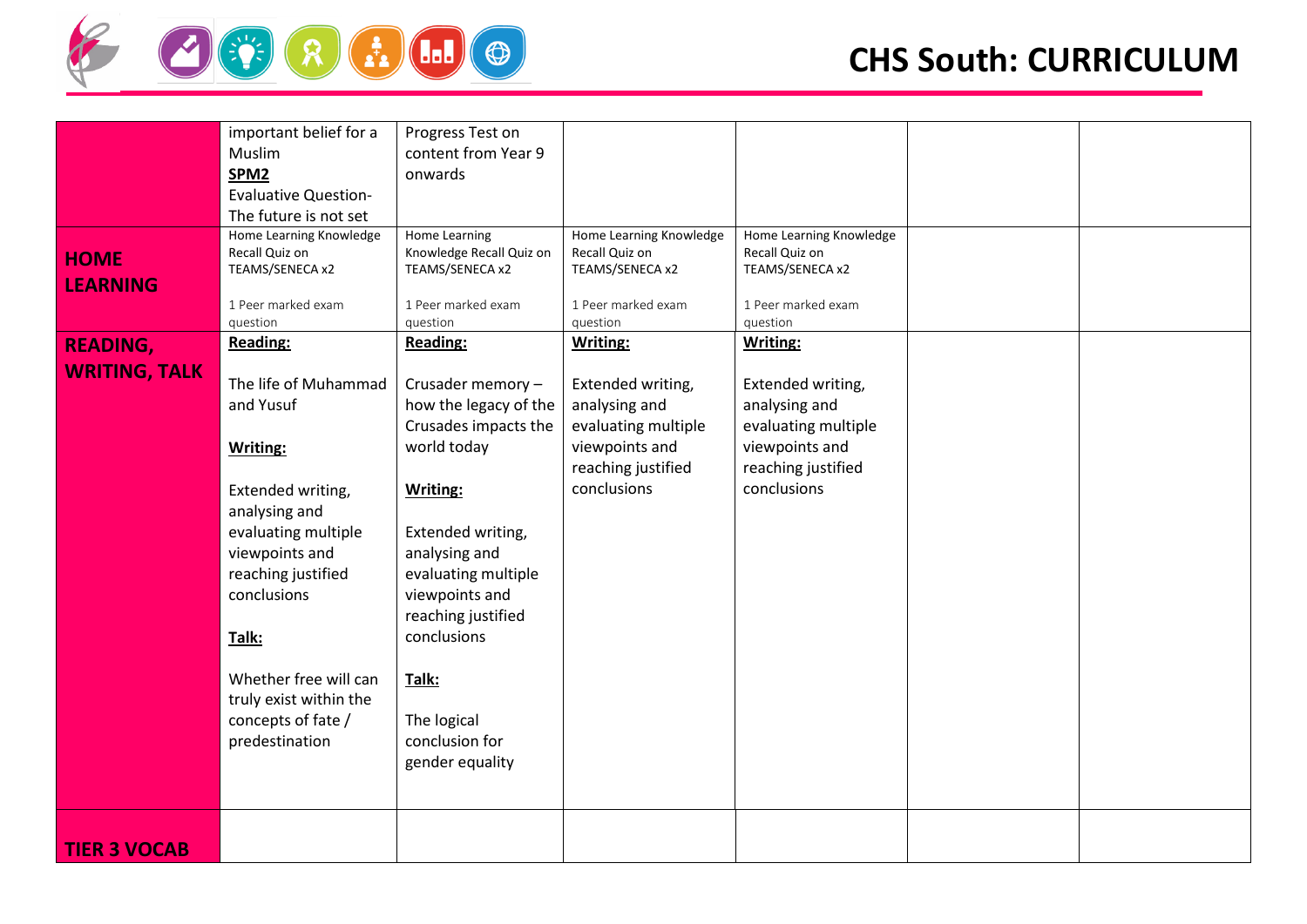# CHS South: CURRICULUM

| | | | | | | |
|---|---|---|---|---|---|---|
| | important belief for a Muslim<br>**SPM2**<br>Evaluative Question- The future is not set | Progress Test on content from Year 9 onwards | | | | |
| **HOME LEARNING** | Home Learning Knowledge Recall Quiz on TEAMS/SENECA x2<br><br>1 Peer marked exam question | Home Learning Knowledge Recall Quiz on TEAMS/SENECA x2<br><br>1 Peer marked exam question | Home Learning Knowledge Recall Quiz on TEAMS/SENECA x2<br><br>1 Peer marked exam question | Home Learning Knowledge Recall Quiz on TEAMS/SENECA x2<br><br>1 Peer marked exam question | | |
| **READING, WRITING, TALK** | **Reading:**<br><br>The life of Muhammad and Yusuf<br><br>**Writing:**<br><br>Extended writing, analysing and evaluating multiple viewpoints and reaching justified conclusions<br><br>**Talk:**<br><br>Whether free will can truly exist within the concepts of fate / predestination | **Reading:**<br><br>Crusader memory – how the legacy of the Crusades impacts the world today<br><br>**Writing:**<br><br>Extended writing, analysing and evaluating multiple viewpoints and reaching justified conclusions<br><br>**Talk:**<br><br>The logical conclusion for gender equality | **Writing:**<br><br>Extended writing, analysing and evaluating multiple viewpoints and reaching justified conclusions | **Writing:**<br><br>Extended writing, analysing and evaluating multiple viewpoints and reaching justified conclusions | | |
| **TIER 3 VOCAB** | | | | | | |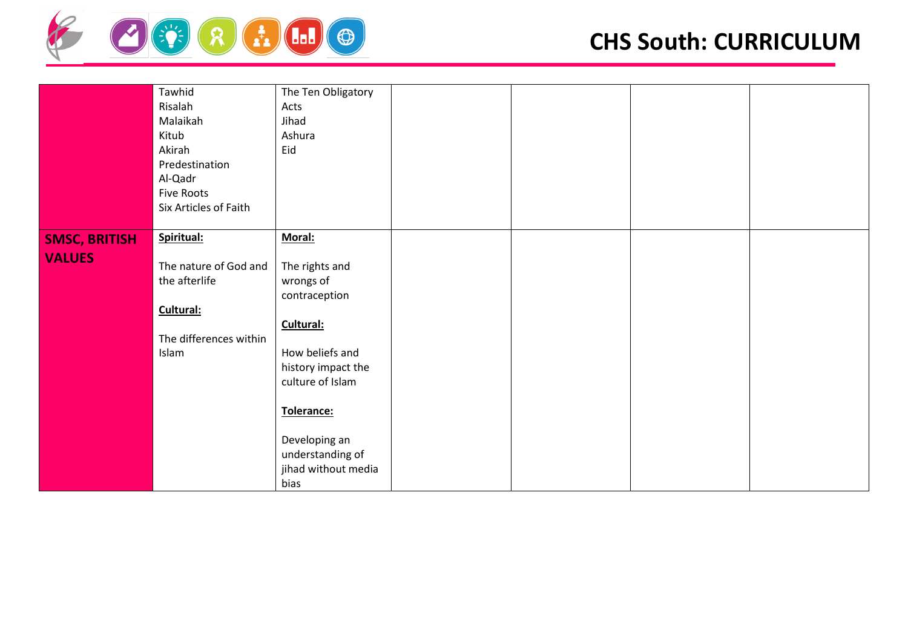| | | | | | | |
|---|---|---|---|---|---|---|
| | Tawhid<br>Risalah<br>Malaikah<br>Kitub<br>Akirah<br>Predestination<br>Al-Qadr<br>Five Roots<br>Six Articles of Faith | The Ten Obligatory Acts<br>Jihad<br>Ashura<br>Eid | | | | |
| **SMSC, BRITISH VALUES** | **Spiritual:**<br><br>The nature of God and the afterlife<br><br>**Cultural:**<br><br>The differences within Islam | **Moral:**<br><br>The rights and wrongs of contraception<br><br>**Cultural:**<br><br>How beliefs and history impact the culture of Islam<br><br>**Tolerance:**<br><br>Developing an understanding of jihad without media bias | | | | |